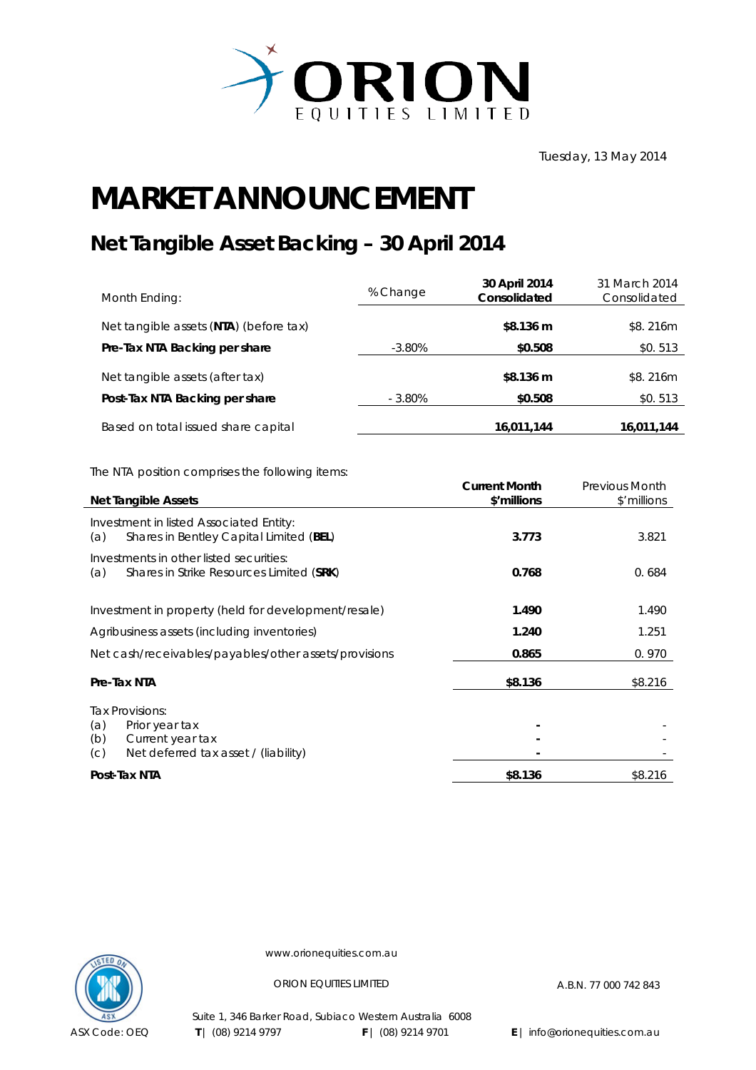ORION EQUITIES LIMITED

Tuesday, 13 May 2014

# MARKET ANNOUNCEMENT

## Net Tangible Asset Backing – 30 April 2014

| Month Ending: | % Change | 30 April 2014 Consolidated | 31 March 2014 Consolidated |
|---|---|---|---|
| Net tangible assets (**NTA**) (before tax) | | **$8.136 m** | $8. 216m |
| **Pre-Tax NTA Backing per share** | -3.80% | **$0.508** | $0. 513 |
| Net tangible assets (after tax) | | **$8.136 m** | $8. 216m |
| **Post-Tax NTA Backing per share** | - 3.80% | **$0.508** | $0. 513 |
| Based on total issued share capital | | **16,011,144** | **16,011,144** |

The NTA position comprises the following items:

| **Net Tangible Assets** | **Current Month $'millions** | Previous Month $'millions |
|---|---|---|
| Investment in listed Associated Entity: (a) Shares in Bentley Capital Limited (**BEL**) | **3.773** | 3.821 |
| Investments in other listed securities: (a) Shares in Strike Resources Limited (**SRK**) | **0.768** | 0. 684 |
| Investment in property (held for development/resale) | **1.490** | 1.490 |
| Agribusiness assets (including inventories) | **1.240** | 1.251 |
| Net cash/receivables/payables/other assets/provisions | **0.865** | 0. 970 |
| **Pre-Tax NTA** | **$8.136** | $8.216 |
| Tax Provisions: | | |
| (a) Prior year tax | **-** | - |
| (b) Current year tax | **-** | - |
| (c) Net deferred tax asset / (liability) | **-** | - |
| **Post-Tax NTA** | **$8.136** | $8.216 |

www.orionequities.com.au

ORION EQUITIES LIMITED | A.B.N. 77 000 742 843

Suite 1, 346 Barker Road, Subiaco Western Australia 6008

ASX Code: OEQ | **T** | (08) 9214 9797 | **F** | (08) 9214 9701 | **E** | info@orionequities.com.au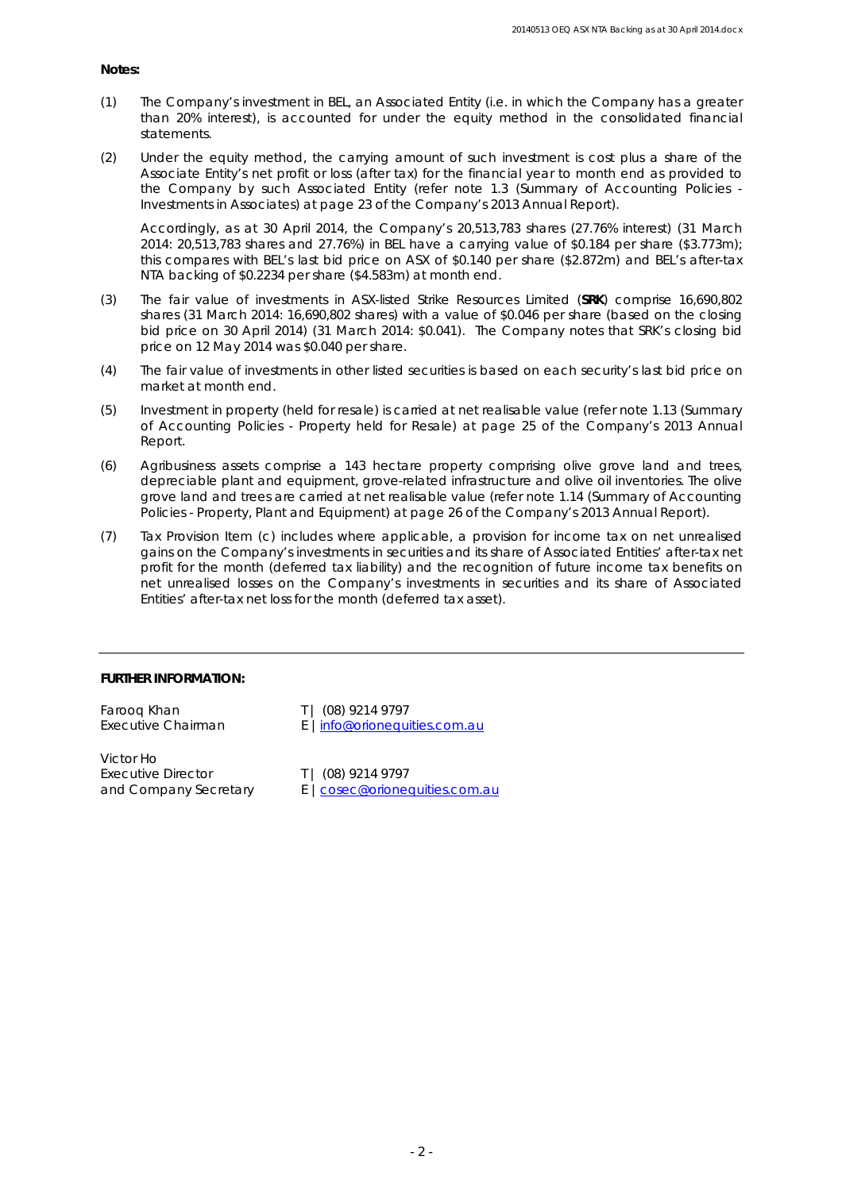**Notes:**

(1) The Company's investment in BEL, an Associated Entity (i.e. in which the Company has a greater than 20% interest), is accounted for under the equity method in the consolidated financial statements.

(2) Under the equity method, the carrying amount of such investment is cost plus a share of the Associate Entity's net profit or loss (after tax) for the financial year to month end as provided to the Company by such Associated Entity (refer note 1.3 (Summary of Accounting Policies - Investments in Associates) at page 23 of the Company's 2013 Annual Report).

Accordingly, as at 30 April 2014, the Company's 20,513,783 shares (27.76% interest) (31 March 2014: 20,513,783 shares and 27.76%) in BEL have a carrying value of $0.184 per share ($3.773m); this compares with BEL's last bid price on ASX of $0.140 per share ($2.872m) and BEL's after-tax NTA backing of $0.2234 per share ($4.583m) at month end.

(3) The fair value of investments in ASX-listed Strike Resources Limited (**SRK**) comprise 16,690,802 shares (31 March 2014: 16,690,802 shares) with a value of $0.046 per share (based on the closing bid price on 30 April 2014) (31 March 2014: $0.041). The Company notes that SRK's closing bid price on 12 May 2014 was $0.040 per share.

(4) The fair value of investments in other listed securities is based on each security's last bid price on market at month end.

(5) Investment in property (held for resale) is carried at net realisable value (refer note 1.13 (Summary of Accounting Policies - Property held for Resale) at page 25 of the Company's 2013 Annual Report.

(6) Agribusiness assets comprise a 143 hectare property comprising olive grove land and trees, depreciable plant and equipment, grove-related infrastructure and olive oil inventories. The olive grove land and trees are carried at net realisable value (refer note 1.14 (Summary of Accounting Policies - Property, Plant and Equipment) at page 26 of the Company's 2013 Annual Report).

(7) Tax Provision Item (c) includes where applicable, a provision for income tax on net unrealised gains on the Company's investments in securities and its share of Associated Entities' after-tax net profit for the month (deferred tax liability) and the recognition of future income tax benefits on net unrealised losses on the Company's investments in securities and its share of Associated Entities' after-tax net loss for the month (deferred tax asset).

---

**FURTHER INFORMATION:**

Farooq Khan
Executive Chairman
T | (08) 9214 9797
E | info@orionequities.com.au

Victor Ho
Executive Director
and Company Secretary
T | (08) 9214 9797
E | cosec@orionequities.com.au